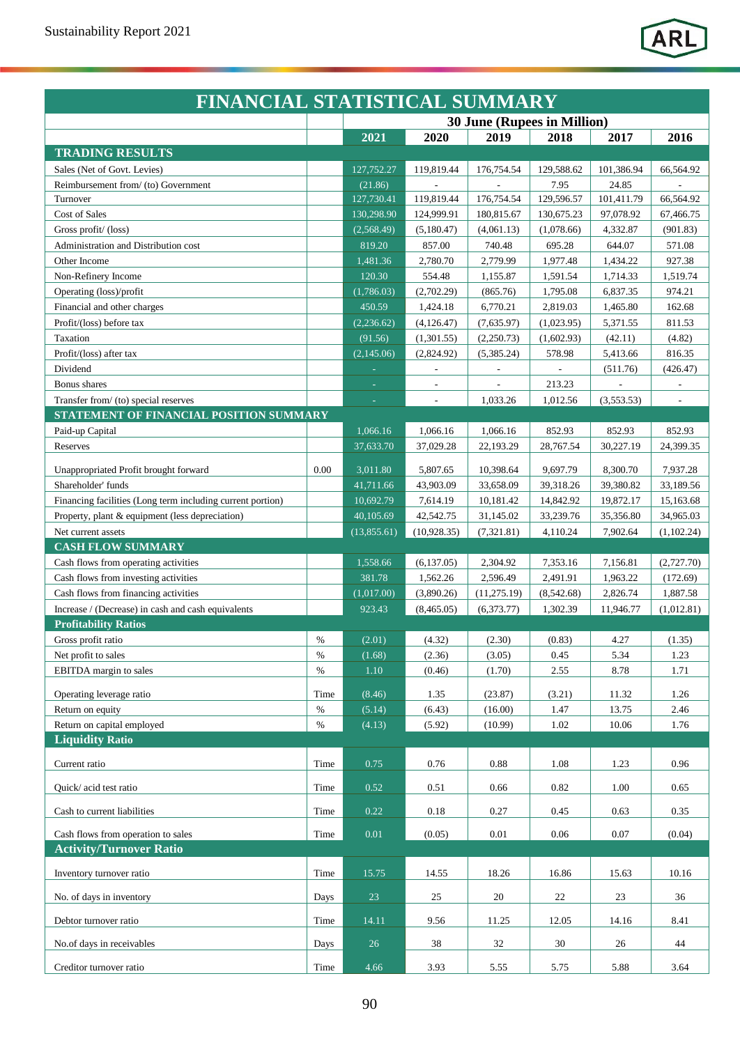# FINANCIAL STATISTICAL SUMMARY

| | | 30 June (Rupees in Million) | | | | | |
|---|---|---|---|---|---|---|---|
| | | **2021** | **2020** | **2019** | **2018** | **2017** | **2016** |
| **TRADING RESULTS** | | | | | | | |
| Sales (Net of Govt. Levies) | | 127,752.27 | 119,819.44 | 176,754.54 | 129,588.62 | 101,386.94 | 66,564.92 |
| Reimbursement from/ (to) Government | | (21.86) | - | - | 7.95 | 24.85 | - |
| Turnover | | 127,730.41 | 119,819.44 | 176,754.54 | 129,596.57 | 101,411.79 | 66,564.92 |
| Cost of Sales | | 130,298.90 | 124,999.91 | 180,815.67 | 130,675.23 | 97,078.92 | 67,466.75 |
| Gross profit/ (loss) | | (2,568.49) | (5,180.47) | (4,061.13) | (1,078.66) | 4,332.87 | (901.83) |
| Administration and Distribution cost | | 819.20 | 857.00 | 740.48 | 695.28 | 644.07 | 571.08 |
| Other Income | | 1,481.36 | 2,780.70 | 2,779.99 | 1,977.48 | 1,434.22 | 927.38 |
| Non-Refinery Income | | 120.30 | 554.48 | 1,155.87 | 1,591.54 | 1,714.33 | 1,519.74 |
| Operating (loss)/profit | | (1,786.03) | (2,702.29) | (865.76) | 1,795.08 | 6,837.35 | 974.21 |
| Financial and other charges | | 450.59 | 1,424.18 | 6,770.21 | 2,819.03 | 1,465.80 | 162.68 |
| Profit/(loss) before tax | | (2,236.62) | (4,126.47) | (7,635.97) | (1,023.95) | 5,371.55 | 811.53 |
| Taxation | | (91.56) | (1,301.55) | (2,250.73) | (1,602.93) | (42.11) | (4.82) |
| Profit/(loss) after tax | | (2,145.06) | (2,824.92) | (5,385.24) | 578.98 | 5,413.66 | 816.35 |
| Dividend | | - | - | - | - | (511.76) | (426.47) |
| Bonus shares | | - | - | - | 213.23 | - | - |
| Transfer from/ (to) special reserves | | - | - | 1,033.26 | 1,012.56 | (3,553.53) | - |
| **STATEMENT OF FINANCIAL POSITION SUMMARY** | | | | | | | |
| Paid-up Capital | | 1,066.16 | 1,066.16 | 1,066.16 | 852.93 | 852.93 | 852.93 |
| Reserves | | 37,633.70 | 37,029.28 | 22,193.29 | 28,767.54 | 30,227.19 | 24,399.35 |
| Unappropriated Profit brought forward | 0.00 | 3,011.80 | 5,807.65 | 10,398.64 | 9,697.79 | 8,300.70 | 7,937.28 |
| Shareholder' funds | | 41,711.66 | 43,903.09 | 33,658.09 | 39,318.26 | 39,380.82 | 33,189.56 |
| Financing facilities (Long term including current portion) | | 10,692.79 | 7,614.19 | 10,181.42 | 14,842.92 | 19,872.17 | 15,163.68 |
| Property, plant & equipment (less depreciation) | | 40,105.69 | 42,542.75 | 31,145.02 | 33,239.76 | 35,356.80 | 34,965.03 |
| Net current assets | | (13,855.61) | (10,928.35) | (7,321.81) | 4,110.24 | 7,902.64 | (1,102.24) |
| **CASH FLOW SUMMARY** | | | | | | | |
| Cash flows from operating activities | | 1,558.66 | (6,137.05) | 2,304.92 | 7,353.16 | 7,156.81 | (2,727.70) |
| Cash flows from investing activities | | 381.78 | 1,562.26 | 2,596.49 | 2,491.91 | 1,963.22 | (172.69) |
| Cash flows from financing activities | | (1,017.00) | (3,890.26) | (11,275.19) | (8,542.68) | 2,826.74 | 1,887.58 |
| Increase / (Decrease) in cash and cash equivalents | | 923.43 | (8,465.05) | (6,373.77) | 1,302.39 | 11,946.77 | (1,012.81) |
| **Profitability Ratios** | | | | | | | |
| Gross profit ratio | % | (2.01) | (4.32) | (2.30) | (0.83) | 4.27 | (1.35) |
| Net profit to sales | % | (1.68) | (2.36) | (3.05) | 0.45 | 5.34 | 1.23 |
| EBITDA margin to sales | % | 1.10 | (0.46) | (1.70) | 2.55 | 8.78 | 1.71 |
| Operating leverage ratio | Time | (8.46) | 1.35 | (23.87) | (3.21) | 11.32 | 1.26 |
| Return on equity | % | (5.14) | (6.43) | (16.00) | 1.47 | 13.75 | 2.46 |
| Return on capital employed | % | (4.13) | (5.92) | (10.99) | 1.02 | 10.06 | 1.76 |
| **Liquidity Ratio** | | | | | | | |
| Current ratio | Time | 0.75 | 0.76 | 0.88 | 1.08 | 1.23 | 0.96 |
| Quick/ acid test ratio | Time | 0.52 | 0.51 | 0.66 | 0.82 | 1.00 | 0.65 |
| Cash to current liabilities | Time | 0.22 | 0.18 | 0.27 | 0.45 | 0.63 | 0.35 |
| Cash flows from operation to sales | Time | 0.01 | (0.05) | 0.01 | 0.06 | 0.07 | (0.04) |
| **Activity/Turnover Ratio** | | | | | | | |
| Inventory turnover ratio | Time | 15.75 | 14.55 | 18.26 | 16.86 | 15.63 | 10.16 |
| No. of days in inventory | Days | 23 | 25 | 20 | 22 | 23 | 36 |
| Debtor turnover ratio | Time | 14.11 | 9.56 | 11.25 | 12.05 | 14.16 | 8.41 |
| No.of days in receivables | Days | 26 | 38 | 32 | 30 | 26 | 44 |
| Creditor turnover ratio | Time | 4.66 | 3.93 | 5.55 | 5.75 | 5.88 | 3.64 |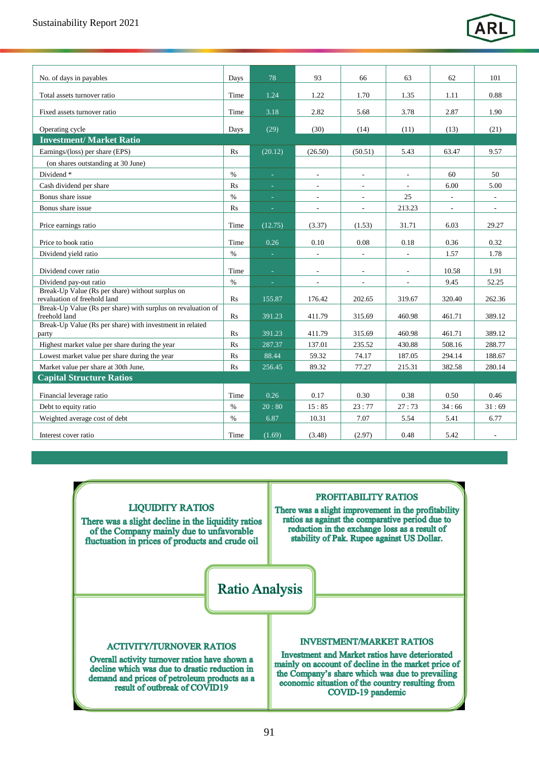| | | | | | | | |
|---|---|---|---|---|---|---|---|
| No. of days in payables | Days | 78 | 93 | 66 | 63 | 62 | 101 |
| Total assets turnover ratio | Time | 1.24 | 1.22 | 1.70 | 1.35 | 1.11 | 0.88 |
| Fixed assets turnover ratio | Time | 3.18 | 2.82 | 5.68 | 3.78 | 2.87 | 1.90 |
| Operating cycle | Days | (29) | (30) | (14) | (11) | (13) | (21) |
| **Investment/ Market Ratio** | | | | | | | |
| Earnings/(loss) per share (EPS) | Rs | (20.12) | (26.50) | (50.51) | 5.43 | 63.47 | 9.57 |
| (on shares outstanding at 30 June) | | | | | | | |
| Dividend * | % | - | - | - | - | 60 | 50 |
| Cash dividend per share | Rs | - | - | - | - | 6.00 | 5.00 |
| Bonus share issue | % | - | - | - | 25 | - | - |
| Bonus share issue | Rs | - | - | - | 213.23 | - | - |
| Price earnings ratio | Time | (12.75) | (3.37) | (1.53) | 31.71 | 6.03 | 29.27 |
| Price to book ratio | Time | 0.26 | 0.10 | 0.08 | 0.18 | 0.36 | 0.32 |
| Dividend yield ratio | % | - | - | - | - | 1.57 | 1.78 |
| Dividend cover ratio | Time | - | - | - | - | 10.58 | 1.91 |
| Dividend pay-out ratio | % | - | - | - | - | 9.45 | 52.25 |
| Break-Up Value (Rs per share) without surplus on revaluation of freehold land | Rs | 155.87 | 176.42 | 202.65 | 319.67 | 320.40 | 262.36 |
| Break-Up Value (Rs per share) with surplus on revaluation of freehold land | Rs | 391.23 | 411.79 | 315.69 | 460.98 | 461.71 | 389.12 |
| Break-Up Value (Rs per share) with investment in related party | Rs | 391.23 | 411.79 | 315.69 | 460.98 | 461.71 | 389.12 |
| Highest market value per share during the year | Rs | 287.37 | 137.01 | 235.52 | 430.88 | 508.16 | 288.77 |
| Lowest market value per share during the year | Rs | 88.44 | 59.32 | 74.17 | 187.05 | 294.14 | 188.67 |
| Market value per share at 30th June, | Rs | 256.45 | 89.32 | 77.27 | 215.31 | 382.58 | 280.14 |
| **Capital Structure Ratios** | | | | | | | |
| Financial leverage ratio | Time | 0.26 | 0.17 | 0.30 | 0.38 | 0.50 | 0.46 |
| Debt to equity ratio | % | 20 : 80 | 15 : 85 | 23 : 77 | 27 : 73 | 34 : 66 | 31 : 69 |
| Weighted average cost of debt | % | 6.87 | 10.31 | 7.07 | 5.54 | 5.41 | 6.77 |
| Interest cover ratio | Time | (1.69) | (3.48) | (2.97) | 0.48 | 5.42 | - |

## Ratio Analysis

### LIQUIDITY RATIOS

There was a slight decline in the liquidity ratios of the Company mainly due to unfavorable fluctuation in prices of products and crude oil

### PROFITABILITY RATIOS

There was a slight improvement in the profitability ratios as against the comparative period due to reduction in the exchange loss as a result of stability of Pak. Rupee against US Dollar.

### ACTIVITY/TURNOVER RATIOS

Overall activity turnover ratios have shown a decline which was due to drastic reduction in demand and prices of petroleum products as a result of outbreak of COVID19

### INVESTMENT/MARKET RATIOS

Investment and Market ratios have deteriorated mainly on account of decline in the market price of the Company's share which was due to prevailing economic situation of the country resulting from COVID-19 pandemic